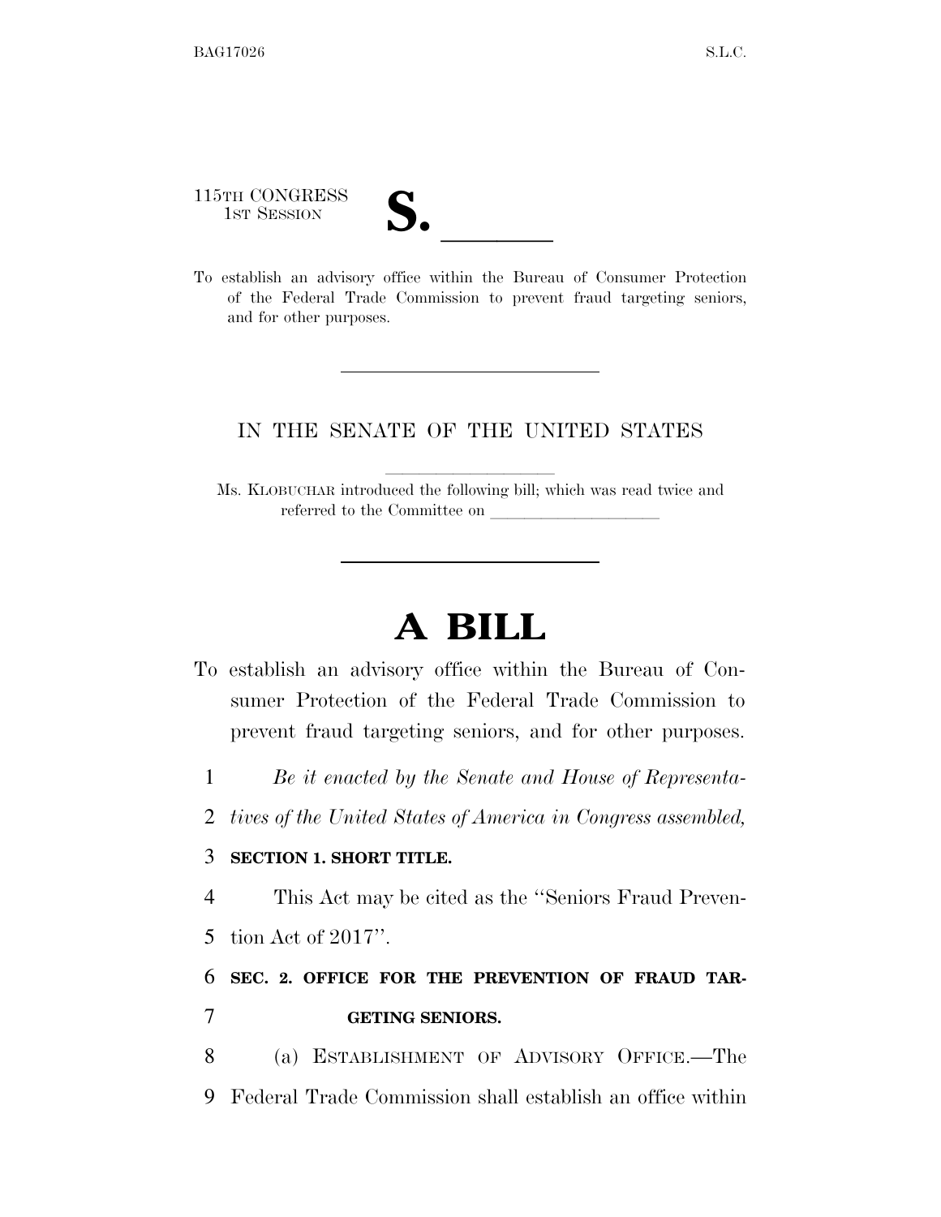115TH CONGRESS
1ST SESSION

# S. \_\_\_\_\_\_

To establish an advisory office within the Bureau of Consumer Protection of the Federal Trade Commission to prevent fraud targeting seniors, and for other purposes.

---

IN THE SENATE OF THE UNITED STATES

Ms. KLOBUCHAR introduced the following bill; which was read twice and referred to the Committee on \_\_\_\_\_\_\_\_\_\_\_\_\_\_\_\_\_\_\_\_

---

# A BILL

To establish an advisory office within the Bureau of Consumer Protection of the Federal Trade Commission to prevent fraud targeting seniors, and for other purposes.

1 *Be it enacted by the Senate and House of Representa-*
2 *tives of the United States of America in Congress assembled,*

3 **SECTION 1. SHORT TITLE.**

4 This Act may be cited as the ''Seniors Fraud Preven-
5 tion Act of 2017''.

6 **SEC. 2. OFFICE FOR THE PREVENTION OF FRAUD TAR-**
7 **GETING SENIORS.**

8 (a) ESTABLISHMENT OF ADVISORY OFFICE.—The
9 Federal Trade Commission shall establish an office within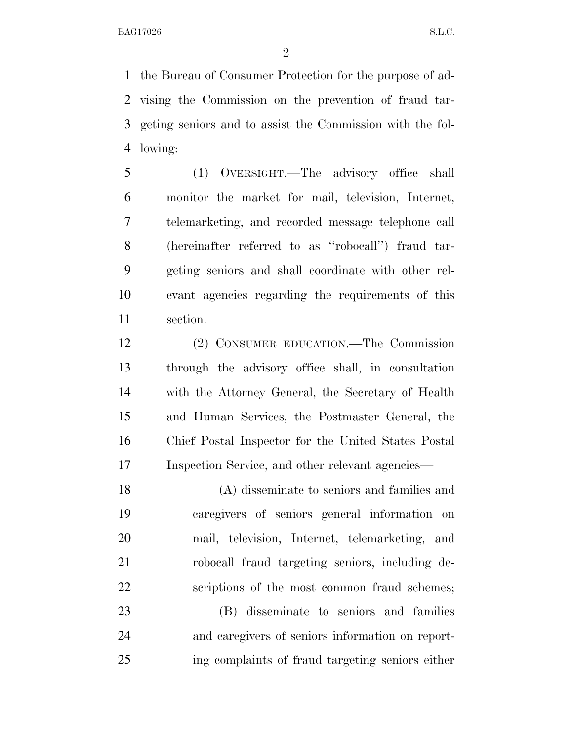the Bureau of Consumer Protection for the purpose of advising the Commission on the prevention of fraud targeting seniors and to assist the Commission with the following:

(1) OVERSIGHT.—The advisory office shall monitor the market for mail, television, Internet, telemarketing, and recorded message telephone call (hereinafter referred to as "robocall") fraud targeting seniors and shall coordinate with other relevant agencies regarding the requirements of this section.

(2) CONSUMER EDUCATION.—The Commission through the advisory office shall, in consultation with the Attorney General, the Secretary of Health and Human Services, the Postmaster General, the Chief Postal Inspector for the United States Postal Inspection Service, and other relevant agencies—

(A) disseminate to seniors and families and caregivers of seniors general information on mail, television, Internet, telemarketing, and robocall fraud targeting seniors, including descriptions of the most common fraud schemes;

(B) disseminate to seniors and families and caregivers of seniors information on reporting complaints of fraud targeting seniors either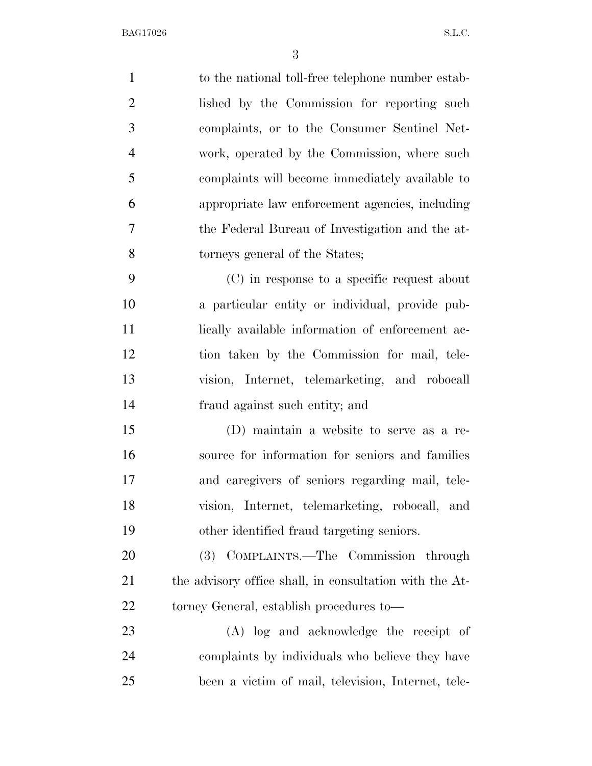to the national toll-free telephone number established by the Commission for reporting such complaints, or to the Consumer Sentinel Network, operated by the Commission, where such complaints will become immediately available to appropriate law enforcement agencies, including the Federal Bureau of Investigation and the attorneys general of the States;

(C) in response to a specific request about a particular entity or individual, provide publically available information of enforcement action taken by the Commission for mail, television, Internet, telemarketing, and robocall fraud against such entity; and

(D) maintain a website to serve as a resource for information for seniors and families and caregivers of seniors regarding mail, television, Internet, telemarketing, robocall, and other identified fraud targeting seniors.

(3) COMPLAINTS.—The Commission through the advisory office shall, in consultation with the Attorney General, establish procedures to—

(A) log and acknowledge the receipt of complaints by individuals who believe they have been a victim of mail, television, Internet, tele-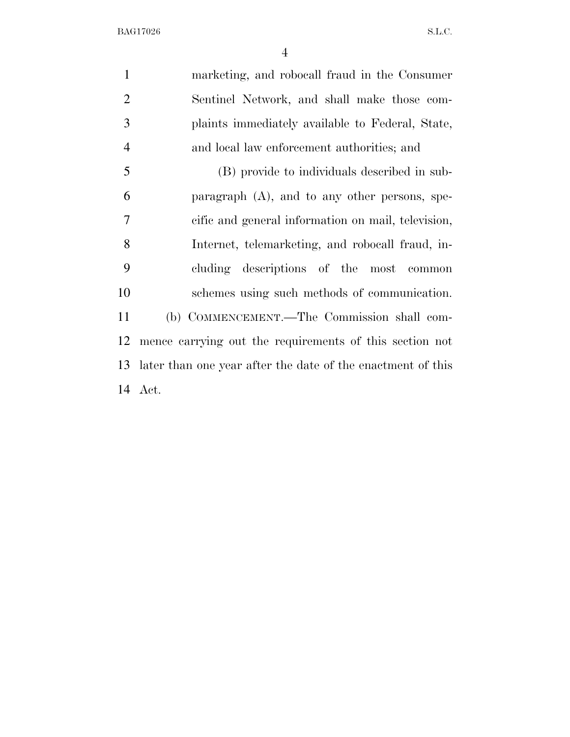marketing, and robocall fraud in the Consumer Sentinel Network, and shall make those complaints immediately available to Federal, State, and local law enforcement authorities; and

(B) provide to individuals described in subparagraph (A), and to any other persons, specific and general information on mail, television, Internet, telemarketing, and robocall fraud, including descriptions of the most common schemes using such methods of communication.

(b) COMMENCEMENT.—The Commission shall commence carrying out the requirements of this section not later than one year after the date of the enactment of this Act.